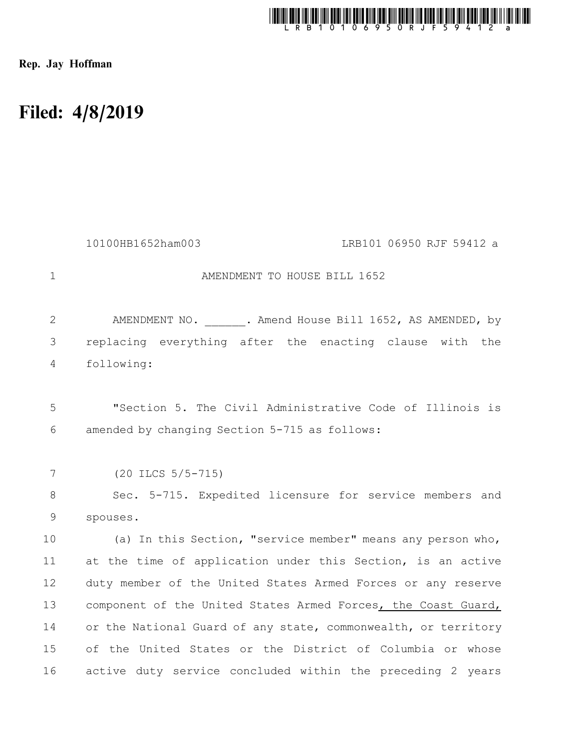Rep. Jay Hoffman

# Filed: 4/8/2019

10100HB1652ham003 LRB101 06950 RJF 59412 a

AMENDMENT TO HOUSE BILL 1652

AMENDMENT NO. ______. Amend House Bill 1652, AS AMENDED, by replacing everything after the enacting clause with the following:

"Section 5. The Civil Administrative Code of Illinois is amended by changing Section 5-715 as follows:

(20 ILCS 5/5-715)

Sec. 5-715. Expedited licensure for service members and spouses.

(a) In this Section, "service member" means any person who, at the time of application under this Section, is an active duty member of the United States Armed Forces or any reserve component of the United States Armed Forces, the Coast Guard, or the National Guard of any state, commonwealth, or territory of the United States or the District of Columbia or whose active duty service concluded within the preceding 2 years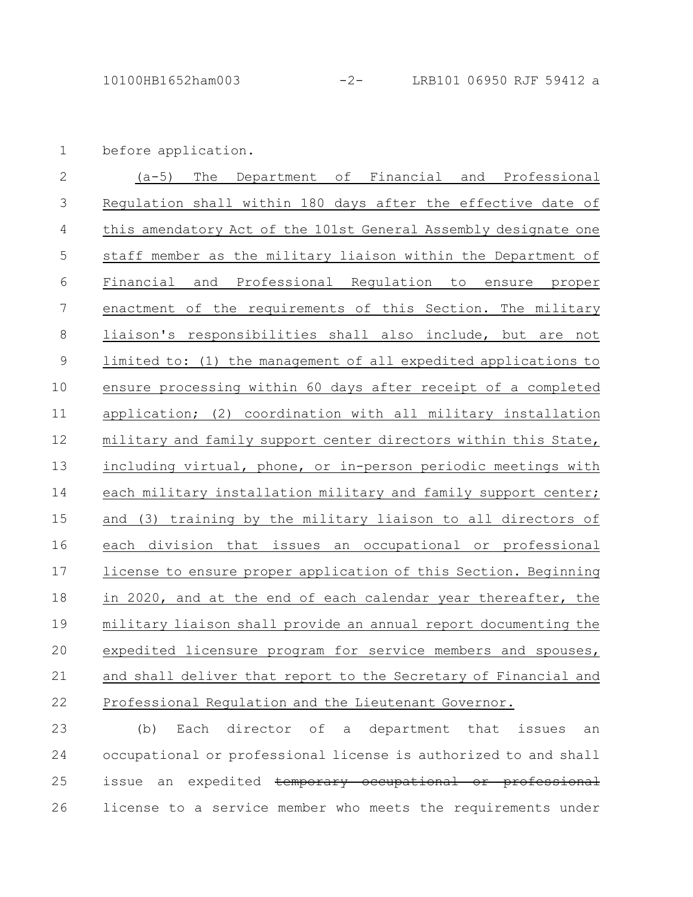before application.

(a-5) The Department of Financial and Professional Regulation shall within 180 days after the effective date of this amendatory Act of the 101st General Assembly designate one staff member as the military liaison within the Department of Financial and Professional Regulation to ensure proper enactment of the requirements of this Section. The military liaison's responsibilities shall also include, but are not limited to: (1) the management of all expedited applications to ensure processing within 60 days after receipt of a completed application; (2) coordination with all military installation military and family support center directors within this State, including virtual, phone, or in-person periodic meetings with each military installation military and family support center; and (3) training by the military liaison to all directors of each division that issues an occupational or professional license to ensure proper application of this Section. Beginning in 2020, and at the end of each calendar year thereafter, the military liaison shall provide an annual report documenting the expedited licensure program for service members and spouses, and shall deliver that report to the Secretary of Financial and Professional Regulation and the Lieutenant Governor.

(b) Each director of a department that issues an occupational or professional license is authorized to and shall issue an expedited ~~temporary occupational or professional~~ license to a service member who meets the requirements under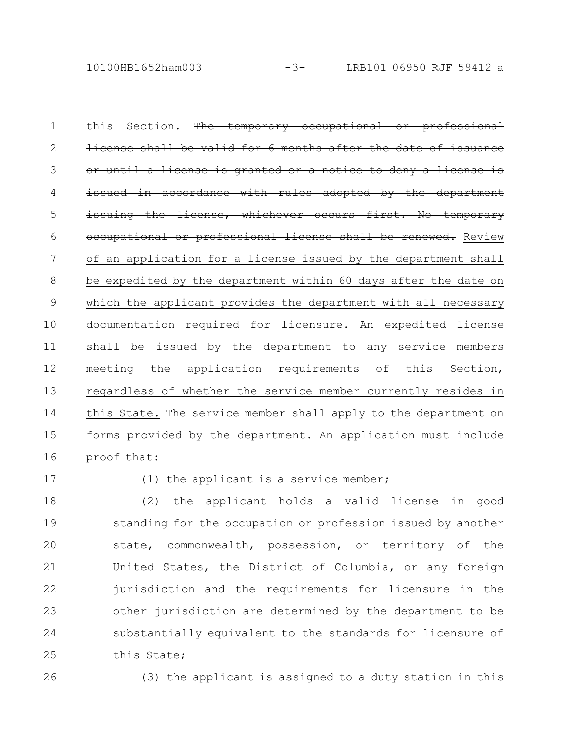this Section. ~~The temporary occupational or professional license shall be valid for 6 months after the date of issuance or until a license is granted or a notice to deny a license is issued in accordance with rules adopted by the department issuing the license, whichever occurs first. No temporary occupational or professional license shall be renewed.~~ <u>Review of an application for a license issued by the department shall be expedited by the department within 60 days after the date on which the applicant provides the department with all necessary documentation required for licensure. An expedited license shall be issued by the department to any service members meeting the application requirements of this Section, regardless of whether the service member currently resides in this State.</u> The service member shall apply to the department on forms provided by the department. An application must include proof that:

(1) the applicant is a service member;

(2) the applicant holds a valid license in good standing for the occupation or profession issued by another state, commonwealth, possession, or territory of the United States, the District of Columbia, or any foreign jurisdiction and the requirements for licensure in the other jurisdiction are determined by the department to be substantially equivalent to the standards for licensure of this State;

(3) the applicant is assigned to a duty station in this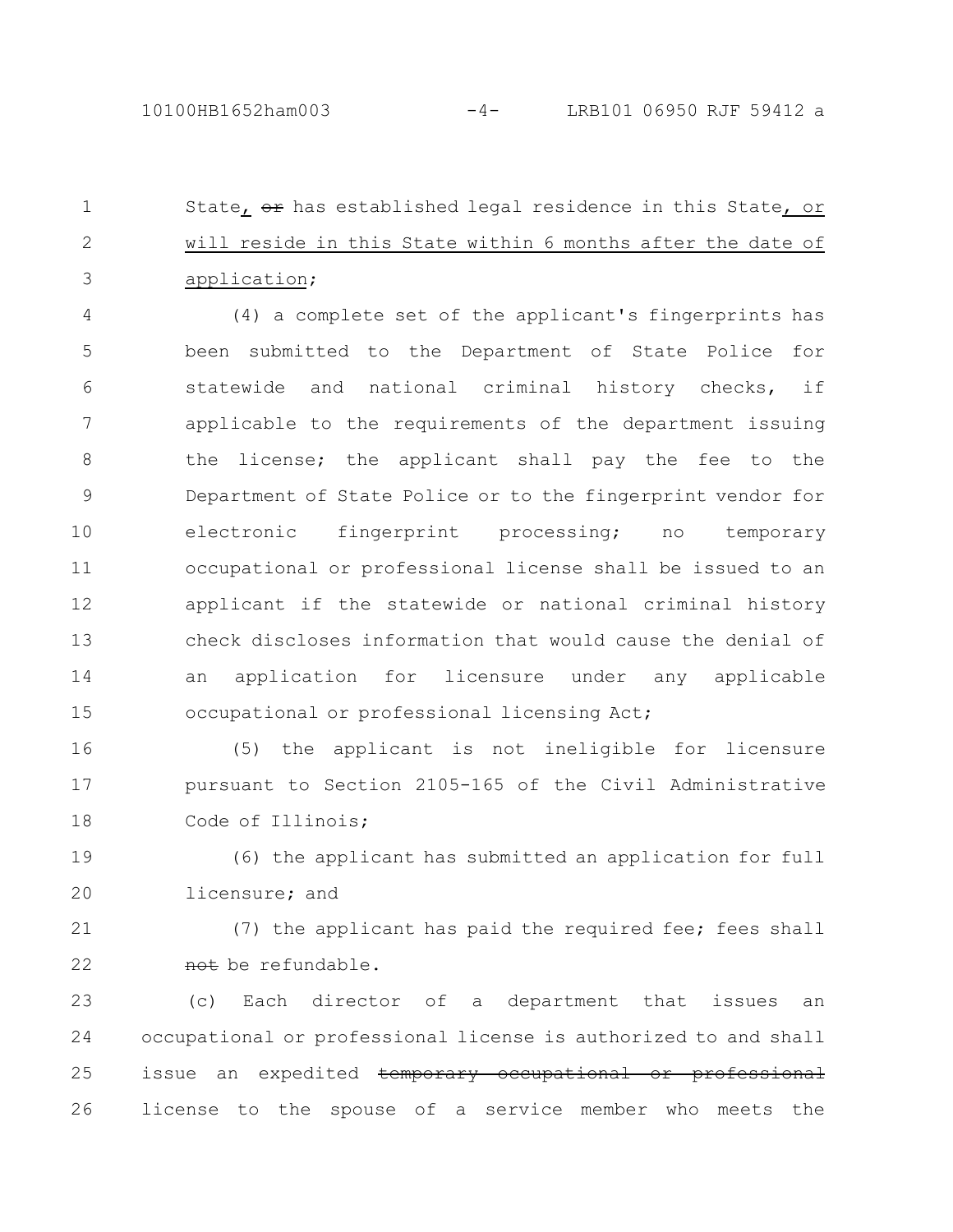State, ~~or~~ has established legal residence in this State, or will reside in this State within 6 months after the date of application;

(4) a complete set of the applicant's fingerprints has been submitted to the Department of State Police for statewide and national criminal history checks, if applicable to the requirements of the department issuing the license; the applicant shall pay the fee to the Department of State Police or to the fingerprint vendor for electronic fingerprint processing; no temporary occupational or professional license shall be issued to an applicant if the statewide or national criminal history check discloses information that would cause the denial of an application for licensure under any applicable occupational or professional licensing Act;

(5) the applicant is not ineligible for licensure pursuant to Section 2105-165 of the Civil Administrative Code of Illinois;

(6) the applicant has submitted an application for full licensure; and

(7) the applicant has paid the required fee; fees shall ~~not~~ be refundable.

(c) Each director of a department that issues an occupational or professional license is authorized to and shall issue an expedited ~~temporary occupational or professional~~ license to the spouse of a service member who meets the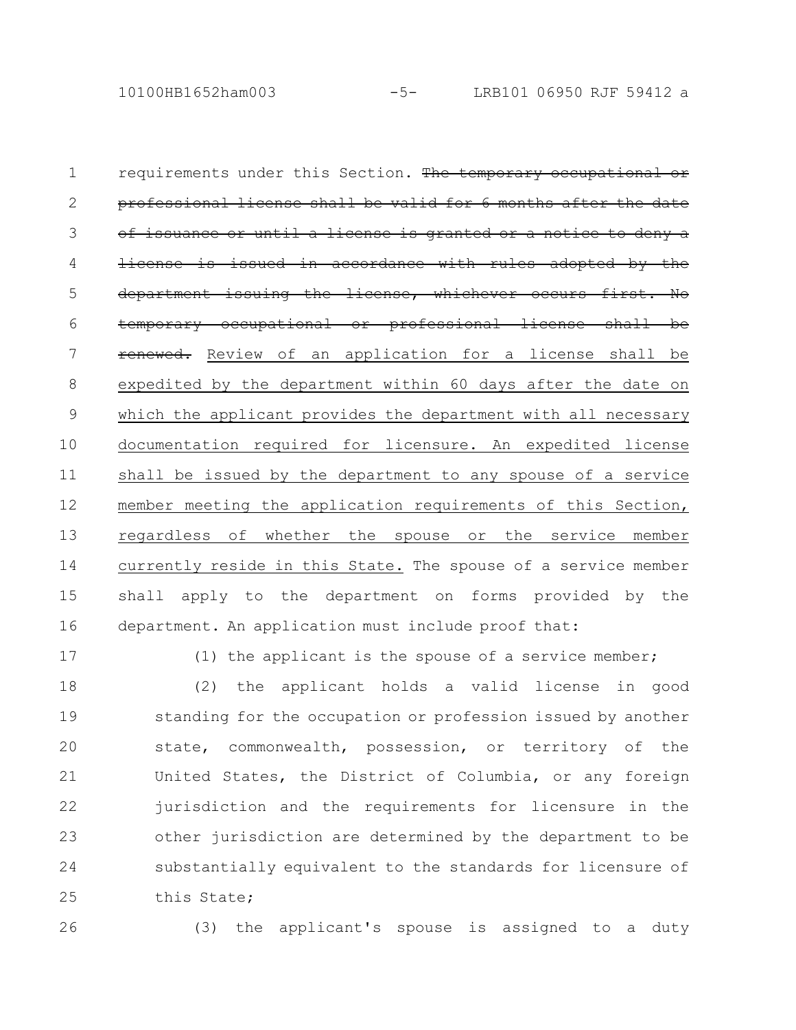requirements under this Section. ~~The temporary occupational or professional license shall be valid for 6 months after the date of issuance or until a license is granted or a notice to deny a license is issued in accordance with rules adopted by the department issuing the license, whichever occurs first. No temporary occupational or professional license shall be renewed.~~ <u>Review of an application for a license shall be expedited by the department within 60 days after the date on which the applicant provides the department with all necessary documentation required for licensure. An expedited license shall be issued by the department to any spouse of a service member meeting the application requirements of this Section, regardless of whether the spouse or the service member currently reside in this State.</u> The spouse of a service member shall apply to the department on forms provided by the department. An application must include proof that:

(1) the applicant is the spouse of a service member;

(2) the applicant holds a valid license in good standing for the occupation or profession issued by another state, commonwealth, possession, or territory of the United States, the District of Columbia, or any foreign jurisdiction and the requirements for licensure in the other jurisdiction are determined by the department to be substantially equivalent to the standards for licensure of this State;

(3) the applicant's spouse is assigned to a duty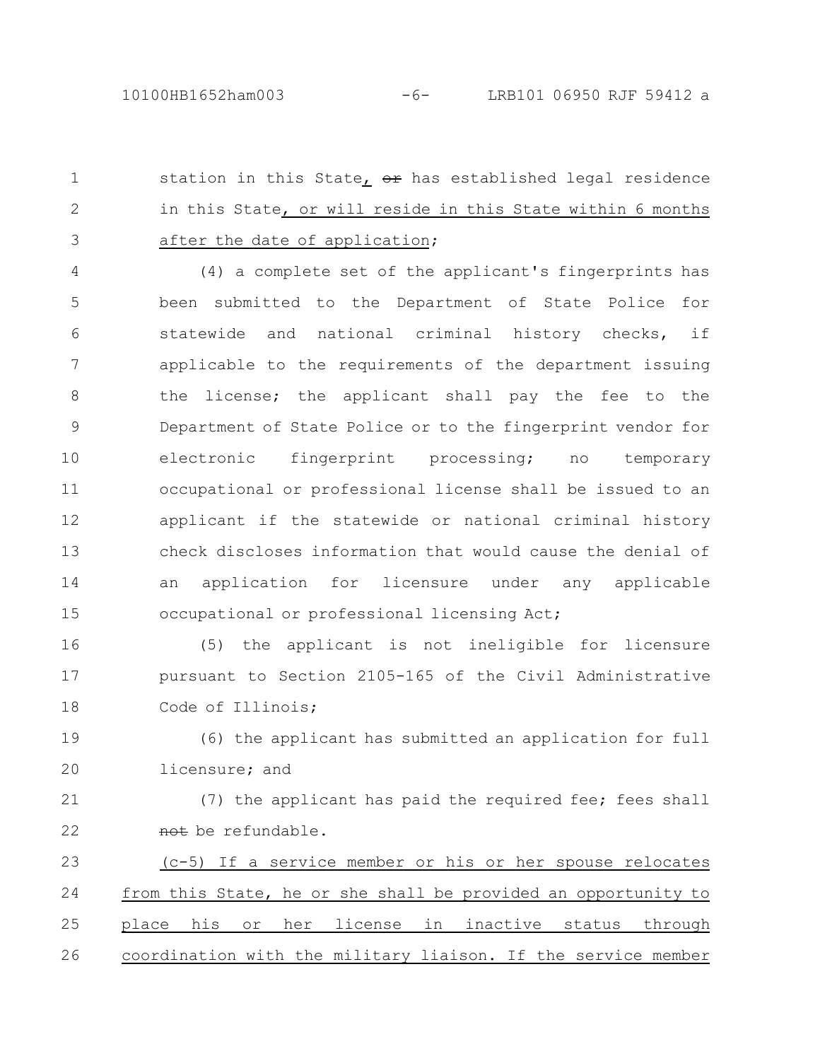station in this State, ~~or~~ has established legal residence in this State, or will reside in this State within 6 months after the date of application;

(4) a complete set of the applicant's fingerprints has been submitted to the Department of State Police for statewide and national criminal history checks, if applicable to the requirements of the department issuing the license; the applicant shall pay the fee to the Department of State Police or to the fingerprint vendor for electronic fingerprint processing; no temporary occupational or professional license shall be issued to an applicant if the statewide or national criminal history check discloses information that would cause the denial of an application for licensure under any applicable occupational or professional licensing Act;

(5) the applicant is not ineligible for licensure pursuant to Section 2105-165 of the Civil Administrative Code of Illinois;

(6) the applicant has submitted an application for full licensure; and

(7) the applicant has paid the required fee; fees shall ~~not~~ be refundable.

(c-5) If a service member or his or her spouse relocates from this State, he or she shall be provided an opportunity to place his or her license in inactive status through coordination with the military liaison. If the service member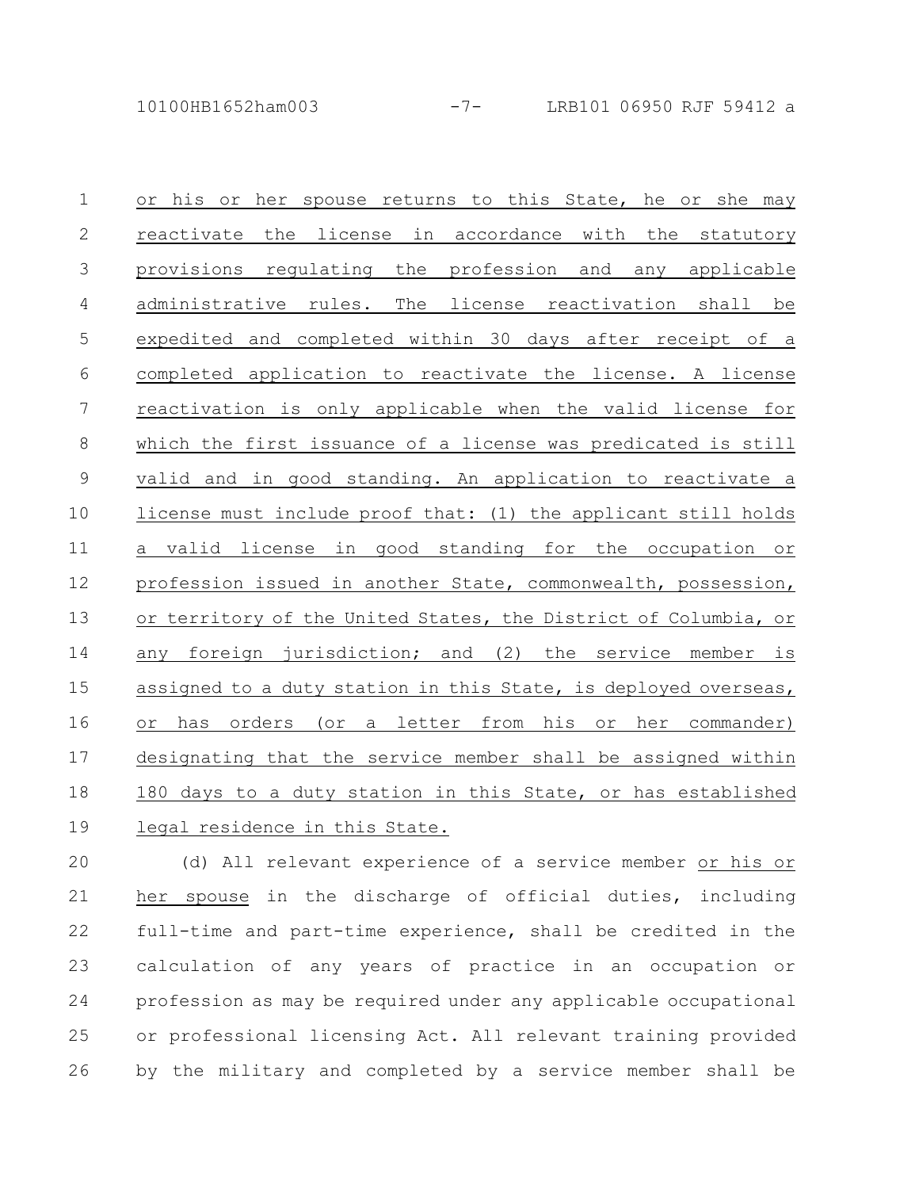or his or her spouse returns to this State, he or she may reactivate the license in accordance with the statutory provisions regulating the profession and any applicable administrative rules. The license reactivation shall be expedited and completed within 30 days after receipt of a completed application to reactivate the license. A license reactivation is only applicable when the valid license for which the first issuance of a license was predicated is still valid and in good standing. An application to reactivate a license must include proof that: (1) the applicant still holds a valid license in good standing for the occupation or profession issued in another State, commonwealth, possession, or territory of the United States, the District of Columbia, or any foreign jurisdiction; and (2) the service member is assigned to a duty station in this State, is deployed overseas, or has orders (or a letter from his or her commander) designating that the service member shall be assigned within 180 days to a duty station in this State, or has established legal residence in this State.

(d) All relevant experience of a service member or his or her spouse in the discharge of official duties, including full-time and part-time experience, shall be credited in the calculation of any years of practice in an occupation or profession as may be required under any applicable occupational or professional licensing Act. All relevant training provided by the military and completed by a service member shall be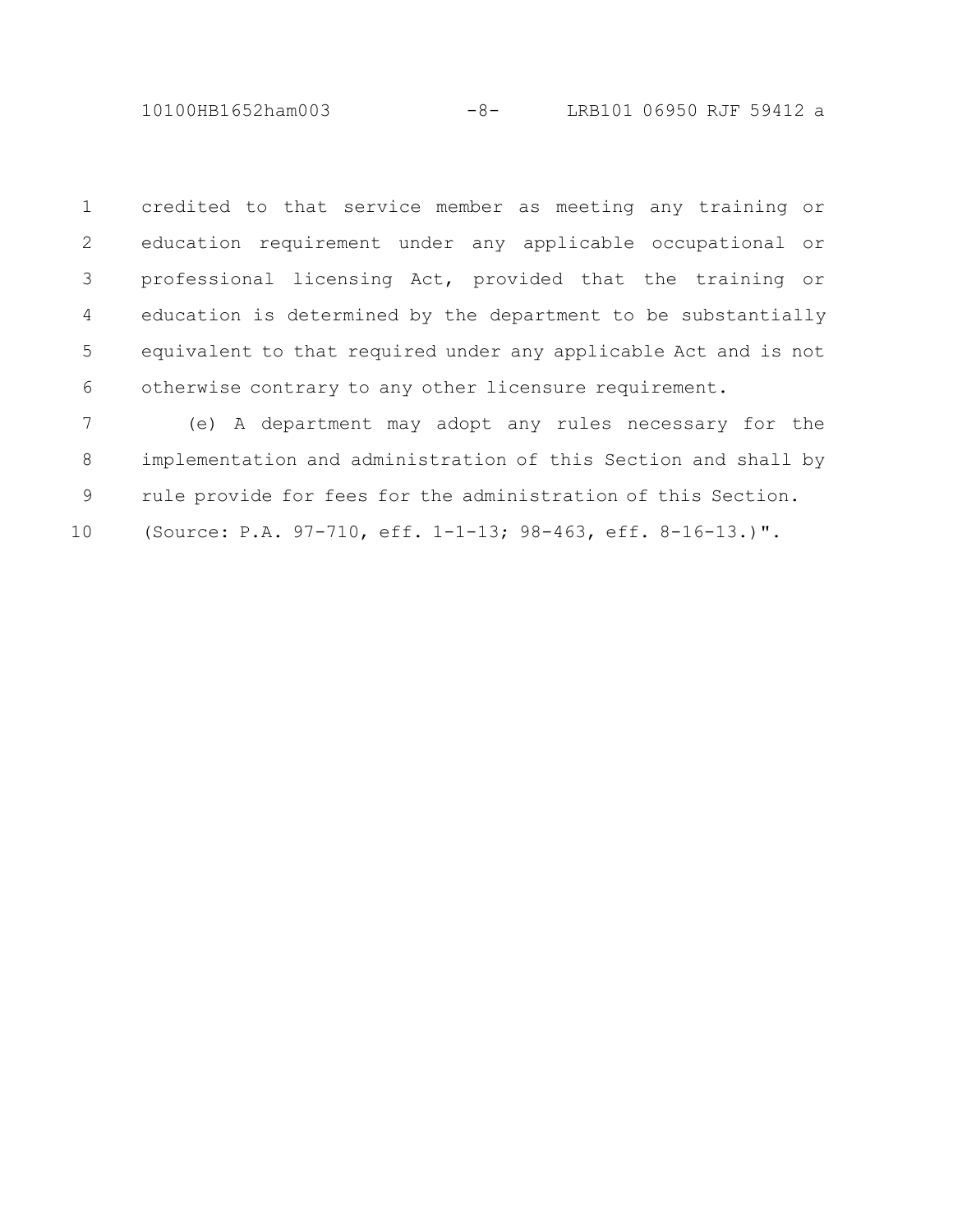credited to that service member as meeting any training or education requirement under any applicable occupational or professional licensing Act, provided that the training or education is determined by the department to be substantially equivalent to that required under any applicable Act and is not otherwise contrary to any other licensure requirement.

(e) A department may adopt any rules necessary for the implementation and administration of this Section and shall by rule provide for fees for the administration of this Section.

(Source: P.A. 97-710, eff. 1-1-13; 98-463, eff. 8-16-13.)".